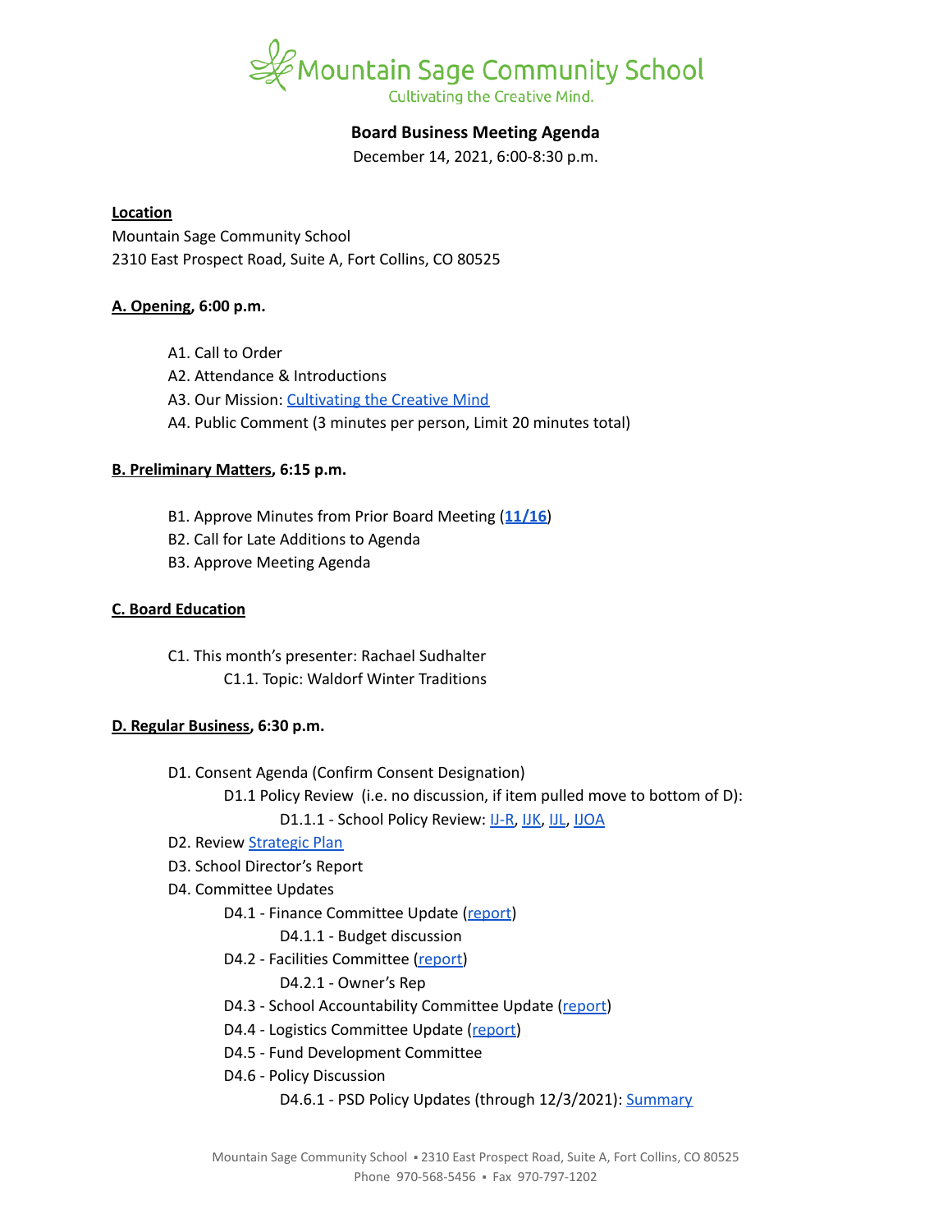Mountain Sage Community School

Cultivating the Creative Mind.

**Board Business Meeting Agenda**

December 14, 2021, 6:00-8:30 p.m.

**Location**

Mountain Sage Community School
2310 East Prospect Road, Suite A, Fort Collins, CO 80525

**A. Opening, 6:00 p.m.**

- A1. Call to Order
- A2. Attendance & Introductions
- A3. Our Mission: Cultivating the Creative Mind
- A4. Public Comment (3 minutes per person, Limit 20 minutes total)

**B. Preliminary Matters, 6:15 p.m.**

- B1. Approve Minutes from Prior Board Meeting (**11/16**)
- B2. Call for Late Additions to Agenda
- B3. Approve Meeting Agenda

**C. Board Education**

- C1. This month's presenter: Rachael Sudhalter
  - C1.1. Topic: Waldorf Winter Traditions

**D. Regular Business, 6:30 p.m.**

- D1. Consent Agenda (Confirm Consent Designation)
  - D1.1 Policy Review (i.e. no discussion, if item pulled move to bottom of D):
    - D1.1.1 - School Policy Review: IJ-R, IJK, IJL, IJOA
- D2. Review Strategic Plan
- D3. School Director's Report
- D4. Committee Updates
  - D4.1 - Finance Committee Update (report)
    - D4.1.1 - Budget discussion
  - D4.2 - Facilities Committee (report)
    - D4.2.1 - Owner's Rep
  - D4.3 - School Accountability Committee Update (report)
  - D4.4 - Logistics Committee Update (report)
  - D4.5 - Fund Development Committee
  - D4.6 - Policy Discussion
    - D4.6.1 - PSD Policy Updates (through 12/3/2021): Summary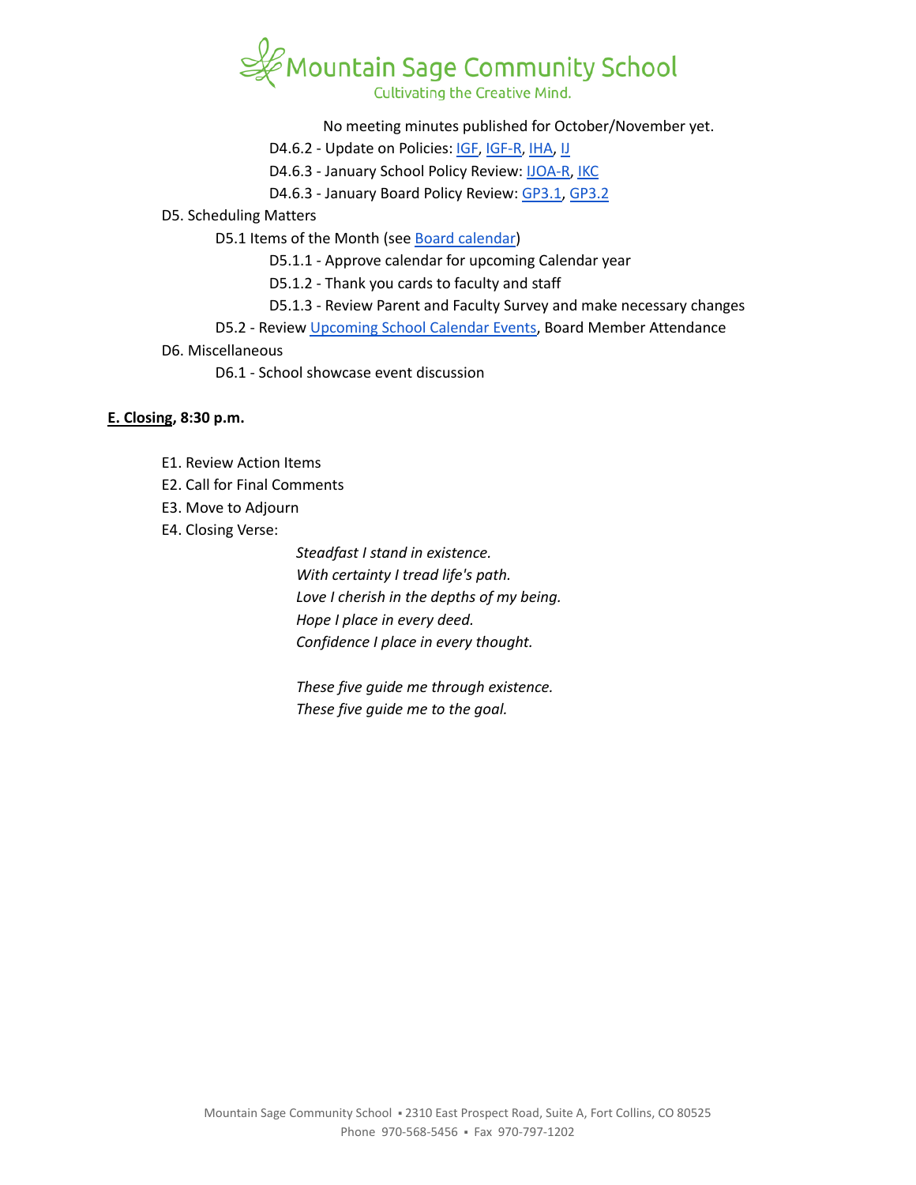No meeting minutes published for October/November yet.

D4.6.2 - Update on Policies: [IGF](), [IGF-R](), [IHA](), [IJ]()

D4.6.3 - January School Policy Review: [IJOA-R](), [IKC]()

D4.6.3 - January Board Policy Review: [GP3.1](), [GP3.2]()

D5. Scheduling Matters

D5.1 Items of the Month (see [Board calendar]())

D5.1.1 - Approve calendar for upcoming Calendar year

D5.1.2 - Thank you cards to faculty and staff

D5.1.3 - Review Parent and Faculty Survey and make necessary changes

D5.2 - Review [Upcoming School Calendar Events](), Board Member Attendance

D6. Miscellaneous

D6.1 - School showcase event discussion

**E. Closing, 8:30 p.m.**

E1. Review Action Items

E2. Call for Final Comments

E3. Move to Adjourn

E4. Closing Verse:

*Steadfast I stand in existence.*
*With certainty I tread life's path.*
*Love I cherish in the depths of my being.*
*Hope I place in every deed.*
*Confidence I place in every thought.*

*These five guide me through existence.*
*These five guide me to the goal.*